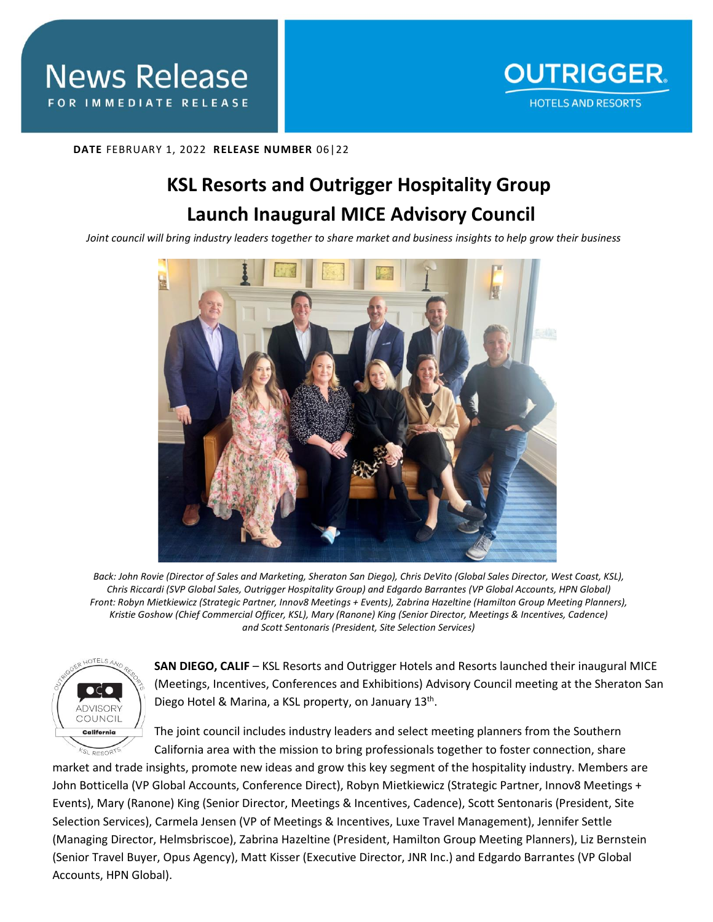News Release

FOR IMMEDIATE RELEASE

OUTRIGGER HOTELS AND RESORTS

**DATE** FEBRUARY 1, 2022 **RELEASE NUMBER** 06|22

# KSL Resorts and Outrigger Hospitality Group Launch Inaugural MICE Advisory Council

*Joint council will bring industry leaders together to share market and business insights to help grow their business*

*Back: John Rovie (Director of Sales and Marketing, Sheraton San Diego), Chris DeVito (Global Sales Director, West Coast, KSL), Chris Riccardi (SVP Global Sales, Outrigger Hospitality Group) and Edgardo Barrantes (VP Global Accounts, HPN Global) Front: Robyn Mietkiewicz (Strategic Partner, Innov8 Meetings + Events), Zabrina Hazeltine (Hamilton Group Meeting Planners), Kristie Goshow (Chief Commercial Officer, KSL), Mary (Ranone) King (Senior Director, Meetings & Incentives, Cadence) and Scott Sentonaris (President, Site Selection Services)*

**SAN DIEGO, CALIF** – KSL Resorts and Outrigger Hotels and Resorts launched their inaugural MICE (Meetings, Incentives, Conferences and Exhibitions) Advisory Council meeting at the Sheraton San Diego Hotel & Marina, a KSL property, on January 13th.

The joint council includes industry leaders and select meeting planners from the Southern California area with the mission to bring professionals together to foster connection, share market and trade insights, promote new ideas and grow this key segment of the hospitality industry. Members are John Botticella (VP Global Accounts, Conference Direct), Robyn Mietkiewicz (Strategic Partner, Innov8 Meetings + Events), Mary (Ranone) King (Senior Director, Meetings & Incentives, Cadence), Scott Sentonaris (President, Site Selection Services), Carmela Jensen (VP of Meetings & Incentives, Luxe Travel Management), Jennifer Settle (Managing Director, Helmsbriscoe), Zabrina Hazeltine (President, Hamilton Group Meeting Planners), Liz Bernstein (Senior Travel Buyer, Opus Agency), Matt Kisser (Executive Director, JNR Inc.) and Edgardo Barrantes (VP Global Accounts, HPN Global).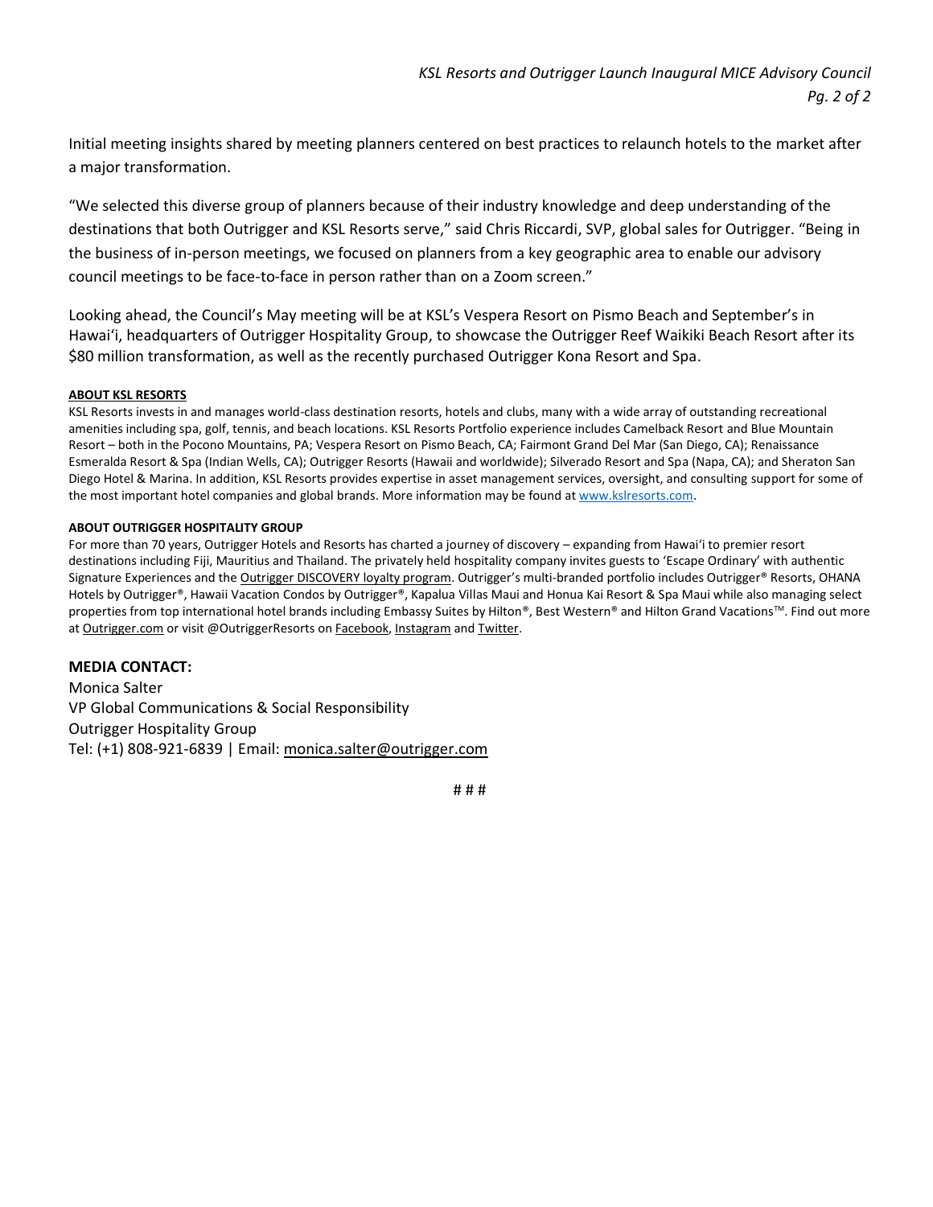Initial meeting insights shared by meeting planners centered on best practices to relaunch hotels to the market after a major transformation.

"We selected this diverse group of planners because of their industry knowledge and deep understanding of the destinations that both Outrigger and KSL Resorts serve," said Chris Riccardi, SVP, global sales for Outrigger. "Being in the business of in-person meetings, we focused on planners from a key geographic area to enable our advisory council meetings to be face-to-face in person rather than on a Zoom screen."

Looking ahead, the Council's May meeting will be at KSL's Vespera Resort on Pismo Beach and September's in Hawai'i, headquarters of Outrigger Hospitality Group, to showcase the Outrigger Reef Waikiki Beach Resort after its $80 million transformation, as well as the recently purchased Outrigger Kona Resort and Spa.

**ABOUT KSL RESORTS**

KSL Resorts invests in and manages world-class destination resorts, hotels and clubs, many with a wide array of outstanding recreational amenities including spa, golf, tennis, and beach locations. KSL Resorts Portfolio experience includes Camelback Resort and Blue Mountain Resort – both in the Pocono Mountains, PA; Vespera Resort on Pismo Beach, CA; Fairmont Grand Del Mar (San Diego, CA); Renaissance Esmeralda Resort & Spa (Indian Wells, CA); Outrigger Resorts (Hawaii and worldwide); Silverado Resort and Spa (Napa, CA); and Sheraton San Diego Hotel & Marina. In addition, KSL Resorts provides expertise in asset management services, oversight, and consulting support for some of the most important hotel companies and global brands. More information may be found at www.kslresorts.com.

**ABOUT OUTRIGGER HOSPITALITY GROUP**

For more than 70 years, Outrigger Hotels and Resorts has charted a journey of discovery – expanding from Hawai'i to premier resort destinations including Fiji, Mauritius and Thailand. The privately held hospitality company invites guests to 'Escape Ordinary' with authentic Signature Experiences and the Outrigger DISCOVERY loyalty program. Outrigger's multi-branded portfolio includes Outrigger® Resorts, OHANA Hotels by Outrigger®, Hawaii Vacation Condos by Outrigger®, Kapalua Villas Maui and Honua Kai Resort & Spa Maui while also managing select properties from top international hotel brands including Embassy Suites by Hilton®, Best Western® and Hilton Grand Vacations™. Find out more at Outrigger.com or visit @OutriggerResorts on Facebook, Instagram and Twitter.

**MEDIA CONTACT:**

Monica Salter
VP Global Communications & Social Responsibility
Outrigger Hospitality Group
Tel: (+1) 808-921-6839 | Email: monica.salter@outrigger.com

# # #